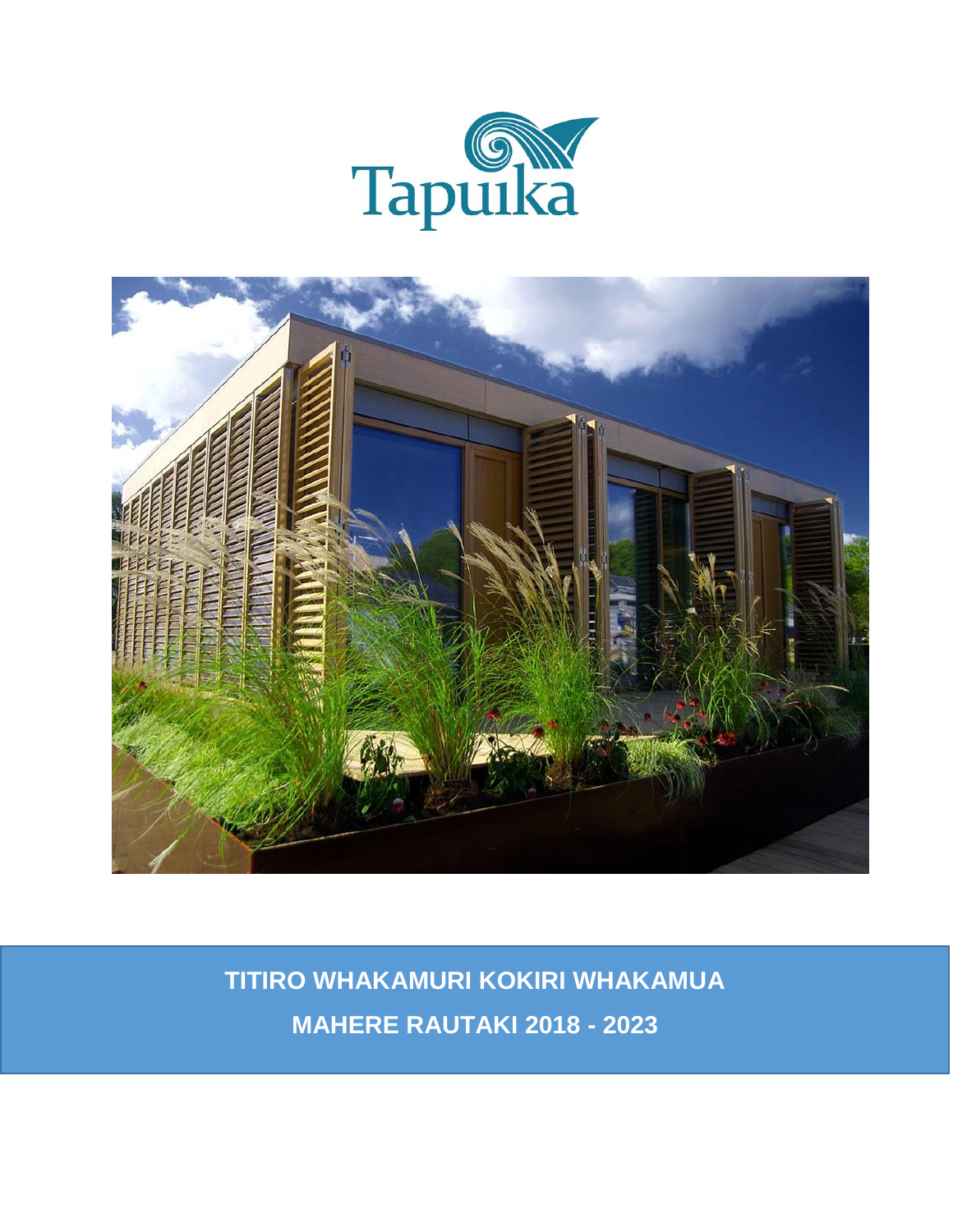Tapuika

# TITIRO WHAKAMURI KOKIRI WHAKAMUA

## MAHERE RAUTAKI 2018 - 2023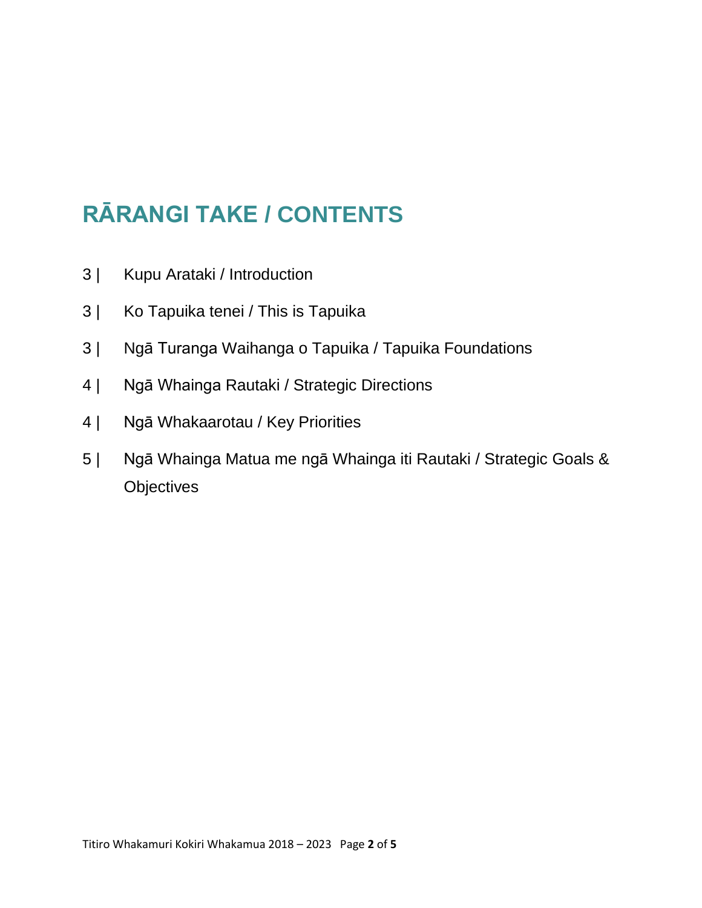# RĀRANGI TAKE / CONTENTS

3 | Kupu Arataki / Introduction

3 | Ko Tapuika tenei / This is Tapuika

3 | Ngā Turanga Waihanga o Tapuika / Tapuika Foundations

4 | Ngā Whainga Rautaki / Strategic Directions

4 | Ngā Whakaarotau / Key Priorities

5 | Ngā Whainga Matua me ngā Whainga iti Rautaki / Strategic Goals & Objectives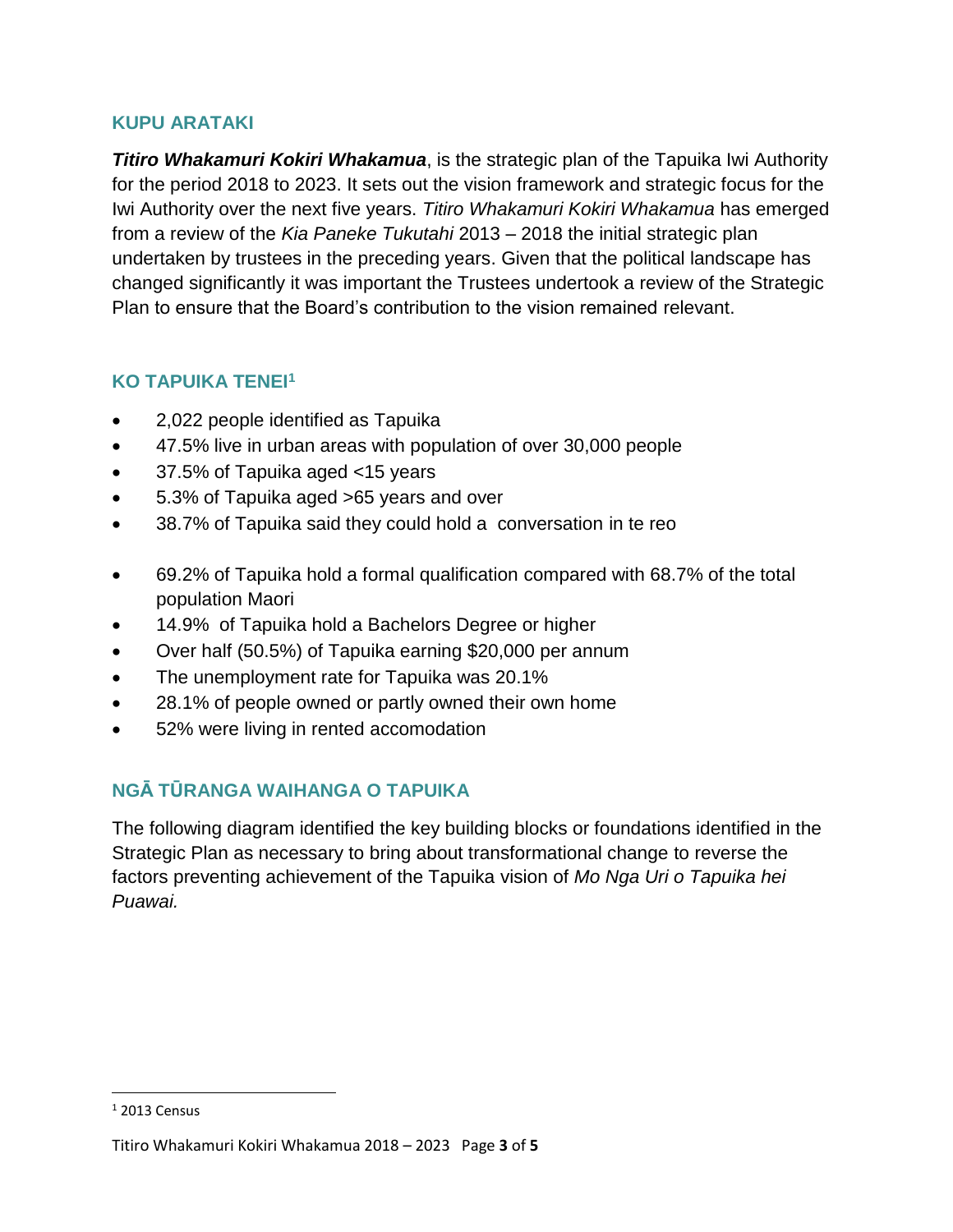## KUPU ARATAKI

***Titiro Whakamuri Kokiri Whakamua***, is the strategic plan of the Tapuika Iwi Authority for the period 2018 to 2023. It sets out the vision framework and strategic focus for the Iwi Authority over the next five years. *Titiro Whakamuri Kokiri Whakamua* has emerged from a review of the *Kia Paneke Tukutahi* 2013 – 2018 the initial strategic plan undertaken by trustees in the preceding years. Given that the political landscape has changed significantly it was important the Trustees undertook a review of the Strategic Plan to ensure that the Board's contribution to the vision remained relevant.

## KO TAPUIKA TENEI[1]

- 2,022 people identified as Tapuika
- 47.5% live in urban areas with population of over 30,000 people
- 37.5% of Tapuika aged <15 years
- 5.3% of Tapuika aged >65 years and over
- 38.7% of Tapuika said they could hold a conversation in te reo
- 69.2% of Tapuika hold a formal qualification compared with 68.7% of the total population Maori
- 14.9% of Tapuika hold a Bachelors Degree or higher
- Over half (50.5%) of Tapuika earning $20,000 per annum
- The unemployment rate for Tapuika was 20.1%
- 28.1% of people owned or partly owned their own home
- 52% were living in rented accomodation

## NGĀ TŪRANGA WAIHANGA O TAPUIKA

The following diagram identified the key building blocks or foundations identified in the Strategic Plan as necessary to bring about transformational change to reverse the factors preventing achievement of the Tapuika vision of *Mo Nga Uri o Tapuika hei Puawai.*

[1] 2013 Census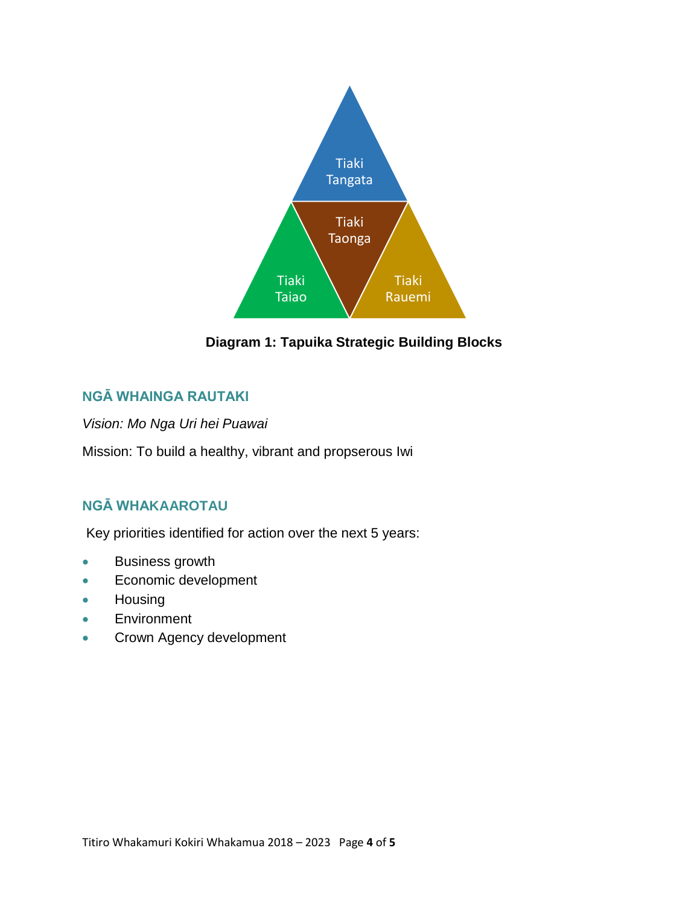Tiaki Tangata

Tiaki Taonga

Tiaki Taiao

Tiaki Rauemi

**Diagram 1: Tapuika Strategic Building Blocks**

## NGĀ WHAINGA RAUTAKI

*Vision: Mo Nga Uri hei Puawai*

Mission: To build a healthy, vibrant and propserous Iwi

## NGĀ WHAKAAROTAU

Key priorities identified for action over the next 5 years:

- Business growth
- Economic development
- Housing
- Environment
- Crown Agency development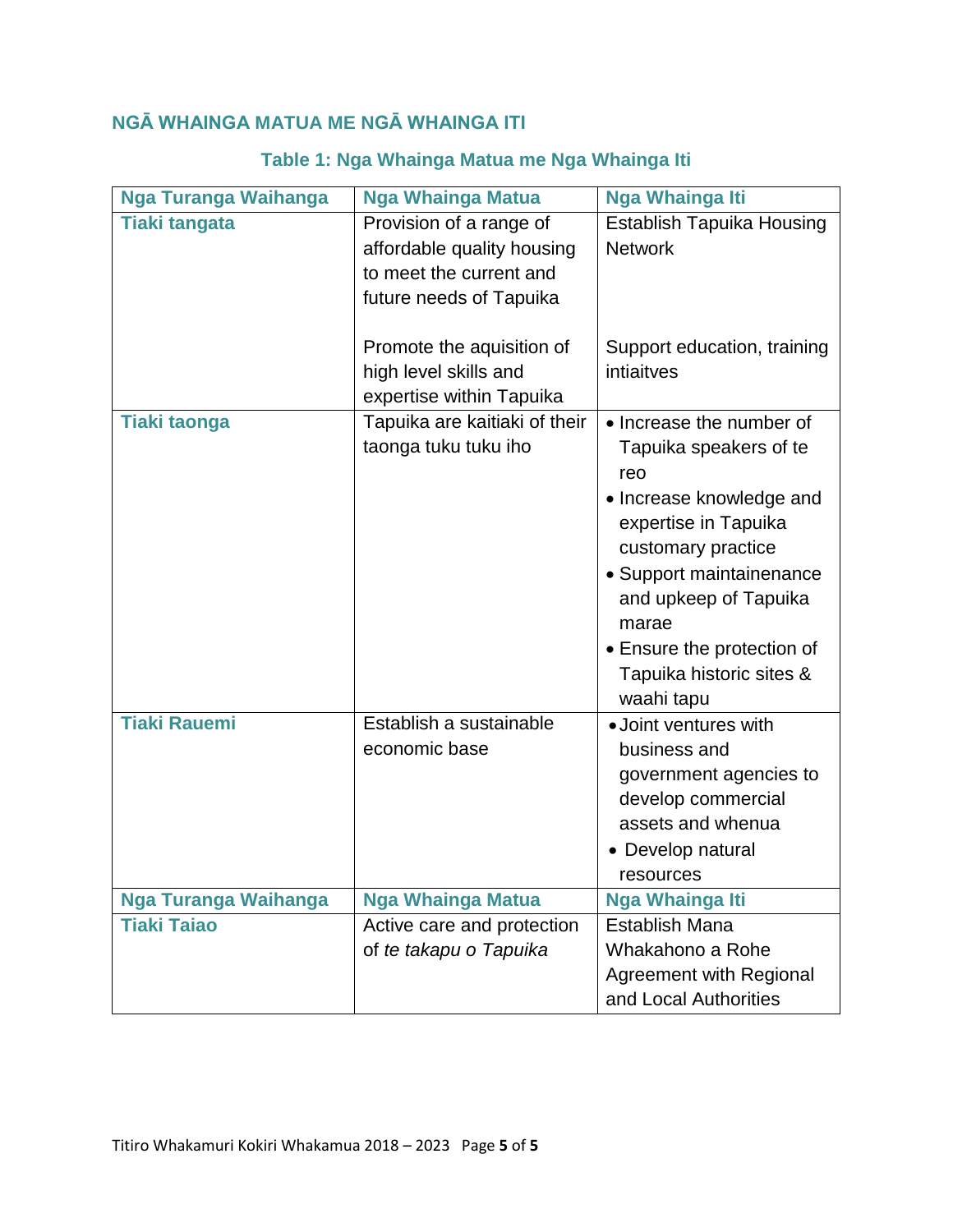## NGĀ WHAINGA MATUA ME NGĀ WHAINGA ITI

**Table 1: Nga Whainga Matua me Nga Whainga Iti**

| Nga Turanga Waihanga | Nga Whainga Matua | Nga Whainga Iti |
|---|---|---|
| **Tiaki tangata** | Provision of a range of affordable quality housing to meet the current and future needs of Tapuika | Establish Tapuika Housing Network |
| | Promote the aquisition of high level skills and expertise within Tapuika | Support education, training intiaitves |
| **Tiaki taonga** | Tapuika are kaitiaki of their taonga tuku tuku iho | • Increase the number of Tapuika speakers of te reo<br>• Increase knowledge and expertise in Tapuika customary practice<br>• Support maintainenance and upkeep of Tapuika marae<br>• Ensure the protection of Tapuika historic sites & waahi tapu |
| **Tiaki Rauemi** | Establish a sustainable economic base | • Joint ventures with business and government agencies to develop commercial assets and whenua<br>• Develop natural resources |
| **Nga Turanga Waihanga** | **Nga Whainga Matua** | **Nga Whainga Iti** |
| **Tiaki Taiao** | Active care and protection of *te takapu o Tapuika* | Establish Mana Whakahono a Rohe Agreement with Regional and Local Authorities |